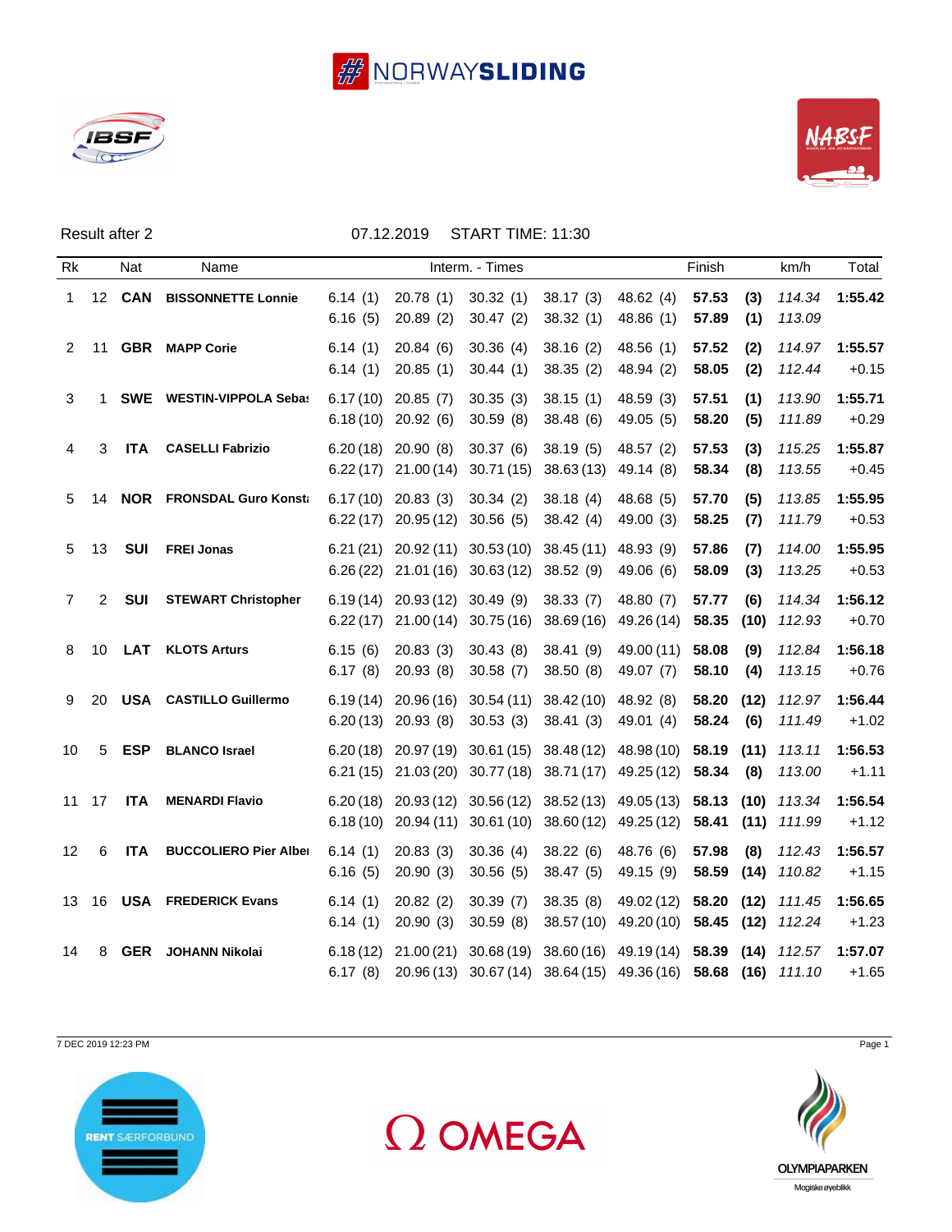NORWAYSLIDING

Result after 2 | 07.12.2019 | START TIME: 11:30

| Rk | | Nat | Name | Interm. - Times | | | | | Finish | | km/h | Total |
|---|---|---|---|---|---|---|---|---|---|---|---|---|
| 1 | 12 | **CAN** | **BISSONNETTE Lonnie** | 6.14 (1) | 20.78 (1) | 30.32 (1) | 38.17 (3) | 48.62 (4) | **57.53** | **(3)** | *114.34* | **1:55.42** |
| | | | | 6.16 (5) | 20.89 (2) | 30.47 (2) | 38.32 (1) | 48.86 (1) | **57.89** | **(1)** | *113.09* | |
| 2 | 11 | **GBR** | **MAPP Corie** | 6.14 (1) | 20.84 (6) | 30.36 (4) | 38.16 (2) | 48.56 (1) | **57.52** | **(2)** | *114.97* | **1:55.57** |
| | | | | 6.14 (1) | 20.85 (1) | 30.44 (1) | 38.35 (2) | 48.94 (2) | **58.05** | **(2)** | *112.44* | +0.15 |
| 3 | 1 | **SWE** | **WESTIN-VIPPOLA Sebas** | 6.17 (10) | 20.85 (7) | 30.35 (3) | 38.15 (1) | 48.59 (3) | **57.51** | **(1)** | *113.90* | **1:55.71** |
| | | | | 6.18 (10) | 20.92 (6) | 30.59 (8) | 38.48 (6) | 49.05 (5) | **58.20** | **(5)** | *111.89* | +0.29 |
| 4 | 3 | **ITA** | **CASELLI Fabrizio** | 6.20 (18) | 20.90 (8) | 30.37 (6) | 38.19 (5) | 48.57 (2) | **57.53** | **(3)** | *115.25* | **1:55.87** |
| | | | | 6.22 (17) | 21.00 (14) | 30.71 (15) | 38.63 (13) | 49.14 (8) | **58.34** | **(8)** | *113.55* | +0.45 |
| 5 | 14 | **NOR** | **FRONSDAL Guro Konsta** | 6.17 (10) | 20.83 (3) | 30.34 (2) | 38.18 (4) | 48.68 (5) | **57.70** | **(5)** | *113.85* | **1:55.95** |
| | | | | 6.22 (17) | 20.95 (12) | 30.56 (5) | 38.42 (4) | 49.00 (3) | **58.25** | **(7)** | *111.79* | +0.53 |
| 5 | 13 | **SUI** | **FREI Jonas** | 6.21 (21) | 20.92 (11) | 30.53 (10) | 38.45 (11) | 48.93 (9) | **57.86** | **(7)** | *114.00* | **1:55.95** |
| | | | | 6.26 (22) | 21.01 (16) | 30.63 (12) | 38.52 (9) | 49.06 (6) | **58.09** | **(3)** | *113.25* | +0.53 |
| 7 | 2 | **SUI** | **STEWART Christopher** | 6.19 (14) | 20.93 (12) | 30.49 (9) | 38.33 (7) | 48.80 (7) | **57.77** | **(6)** | *114.34* | **1:56.12** |
| | | | | 6.22 (17) | 21.00 (14) | 30.75 (16) | 38.69 (16) | 49.26 (14) | **58.35** | **(10)** | *112.93* | +0.70 |
| 8 | 10 | **LAT** | **KLOTS Arturs** | 6.15 (6) | 20.83 (3) | 30.43 (8) | 38.41 (9) | 49.00 (11) | **58.08** | **(9)** | *112.84* | **1:56.18** |
| | | | | 6.17 (8) | 20.93 (8) | 30.58 (7) | 38.50 (8) | 49.07 (7) | **58.10** | **(4)** | *113.15* | +0.76 |
| 9 | 20 | **USA** | **CASTILLO Guillermo** | 6.19 (14) | 20.96 (16) | 30.54 (11) | 38.42 (10) | 48.92 (8) | **58.20** | **(12)** | *112.97* | **1:56.44** |
| | | | | 6.20 (13) | 20.93 (8) | 30.53 (3) | 38.41 (3) | 49.01 (4) | **58.24** | **(6)** | *111.49* | +1.02 |
| 10 | 5 | **ESP** | **BLANCO Israel** | 6.20 (18) | 20.97 (19) | 30.61 (15) | 38.48 (12) | 48.98 (10) | **58.19** | **(11)** | *113.11* | **1:56.53** |
| | | | | 6.21 (15) | 21.03 (20) | 30.77 (18) | 38.71 (17) | 49.25 (12) | **58.34** | **(8)** | *113.00* | +1.11 |
| 11 | 17 | **ITA** | **MENARDI Flavio** | 6.20 (18) | 20.93 (12) | 30.56 (12) | 38.52 (13) | 49.05 (13) | **58.13** | **(10)** | *113.34* | **1:56.54** |
| | | | | 6.18 (10) | 20.94 (11) | 30.61 (10) | 38.60 (12) | 49.25 (12) | **58.41** | **(11)** | *111.99* | +1.12 |
| 12 | 6 | **ITA** | **BUCCOLIERO Pier Alber** | 6.14 (1) | 20.83 (3) | 30.36 (4) | 38.22 (6) | 48.76 (6) | **57.98** | **(8)** | *112.43* | **1:56.57** |
| | | | | 6.16 (5) | 20.90 (3) | 30.56 (5) | 38.47 (5) | 49.15 (9) | **58.59** | **(14)** | *110.82* | +1.15 |
| 13 | 16 | **USA** | **FREDERICK Evans** | 6.14 (1) | 20.82 (2) | 30.39 (7) | 38.35 (8) | 49.02 (12) | **58.20** | **(12)** | *111.45* | **1:56.65** |
| | | | | 6.14 (1) | 20.90 (3) | 30.59 (8) | 38.57 (10) | 49.20 (10) | **58.45** | **(12)** | *112.24* | +1.23 |
| 14 | 8 | **GER** | **JOHANN Nikolai** | 6.18 (12) | 21.00 (21) | 30.68 (19) | 38.60 (16) | 49.19 (14) | **58.39** | **(14)** | *112.57* | **1:57.07** |
| | | | | 6.17 (8) | 20.96 (13) | 30.67 (14) | 38.64 (15) | 49.36 (16) | **58.68** | **(16)** | *111.10* | +1.65 |

7 DEC 2019 12:23 PM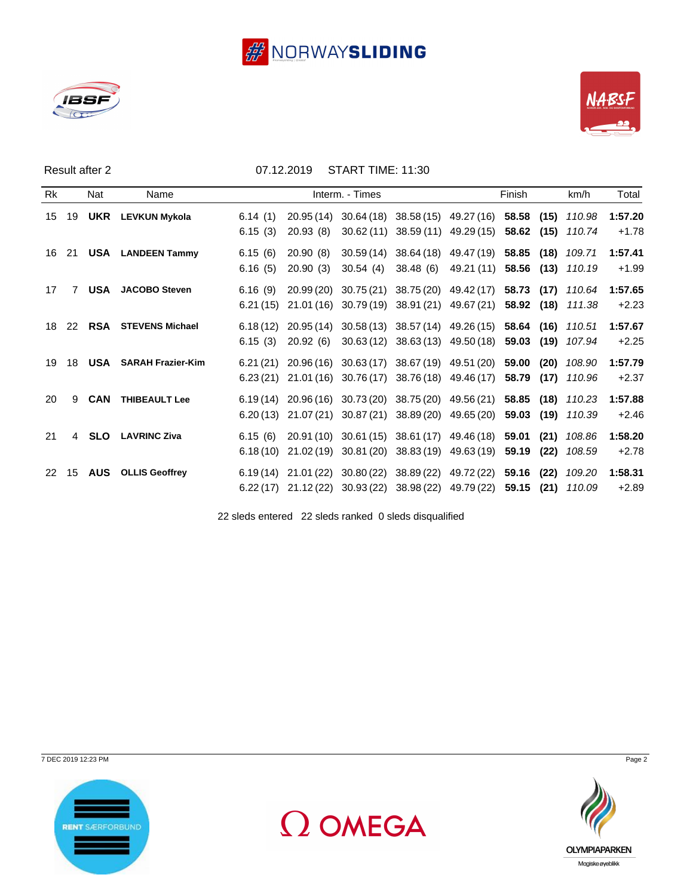Result after 2 07.12.2019 START TIME: 11:30

| Rk | | Nat | Name | Interm. - Times | | | | | Finish | | km/h | Total |
|---|---|---|---|---|---|---|---|---|---|---|---|---|
| 15 | 19 | **UKR** | **LEVKUN Mykola** | 6.14 (1) | 20.95 (14) | 30.64 (18) | 38.58 (15) | 49.27 (16) | **58.58** | **(15)** | *110.98* | **1:57.20** |
| | | | | 6.15 (3) | 20.93 (8) | 30.62 (11) | 38.59 (11) | 49.29 (15) | **58.62** | **(15)** | *110.74* | +1.78 |
| 16 | 21 | **USA** | **LANDEEN Tammy** | 6.15 (6) | 20.90 (8) | 30.59 (14) | 38.64 (18) | 49.47 (19) | **58.85** | **(18)** | *109.71* | **1:57.41** |
| | | | | 6.16 (5) | 20.90 (3) | 30.54 (4) | 38.48 (6) | 49.21 (11) | **58.56** | **(13)** | *110.19* | +1.99 |
| 17 | 7 | **USA** | **JACOBO Steven** | 6.16 (9) | 20.99 (20) | 30.75 (21) | 38.75 (20) | 49.42 (17) | **58.73** | **(17)** | *110.64* | **1:57.65** |
| | | | | 6.21 (15) | 21.01 (16) | 30.79 (19) | 38.91 (21) | 49.67 (21) | **58.92** | **(18)** | *111.38* | +2.23 |
| 18 | 22 | **RSA** | **STEVENS Michael** | 6.18 (12) | 20.95 (14) | 30.58 (13) | 38.57 (14) | 49.26 (15) | **58.64** | **(16)** | *110.51* | **1:57.67** |
| | | | | 6.15 (3) | 20.92 (6) | 30.63 (12) | 38.63 (13) | 49.50 (18) | **59.03** | **(19)** | *107.94* | +2.25 |
| 19 | 18 | **USA** | **SARAH Frazier-Kim** | 6.21 (21) | 20.96 (16) | 30.63 (17) | 38.67 (19) | 49.51 (20) | **59.00** | **(20)** | *108.90* | **1:57.79** |
| | | | | 6.23 (21) | 21.01 (16) | 30.76 (17) | 38.76 (18) | 49.46 (17) | **58.79** | **(17)** | *110.96* | +2.37 |
| 20 | 9 | **CAN** | **THIBEAULT Lee** | 6.19 (14) | 20.96 (16) | 30.73 (20) | 38.75 (20) | 49.56 (21) | **58.85** | **(18)** | *110.23* | **1:57.88** |
| | | | | 6.20 (13) | 21.07 (21) | 30.87 (21) | 38.89 (20) | 49.65 (20) | **59.03** | **(19)** | *110.39* | +2.46 |
| 21 | 4 | **SLO** | **LAVRINC Ziva** | 6.15 (6) | 20.91 (10) | 30.61 (15) | 38.61 (17) | 49.46 (18) | **59.01** | **(21)** | *108.86* | **1:58.20** |
| | | | | 6.18 (10) | 21.02 (19) | 30.81 (20) | 38.83 (19) | 49.63 (19) | **59.19** | **(22)** | *108.59* | +2.78 |
| 22 | 15 | **AUS** | **OLLIS Geoffrey** | 6.19 (14) | 21.01 (22) | 30.80 (22) | 38.89 (22) | 49.72 (22) | **59.16** | **(22)** | *109.20* | **1:58.31** |
| | | | | 6.22 (17) | 21.12 (22) | 30.93 (22) | 38.98 (22) | 49.79 (22) | **59.15** | **(21)** | *110.09* | +2.89 |

22 sleds entered 22 sleds ranked 0 sleds disqualified

7 DEC 2019 12:23 PM